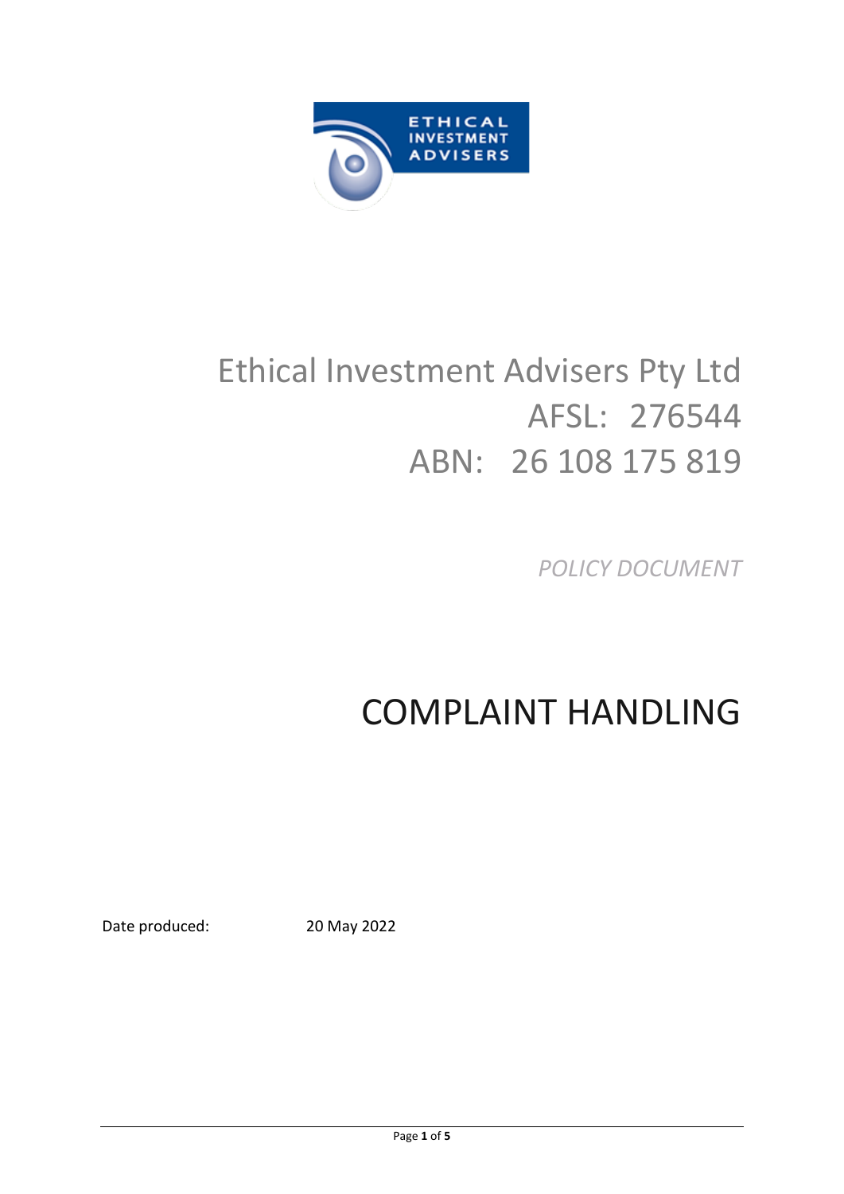# Ethical Investment Advisers Pty Ltd

AFSL: 276544

ABN: 26 108 175 819

*POLICY DOCUMENT*

# COMPLAINT HANDLING

Date produced: 20 May 2022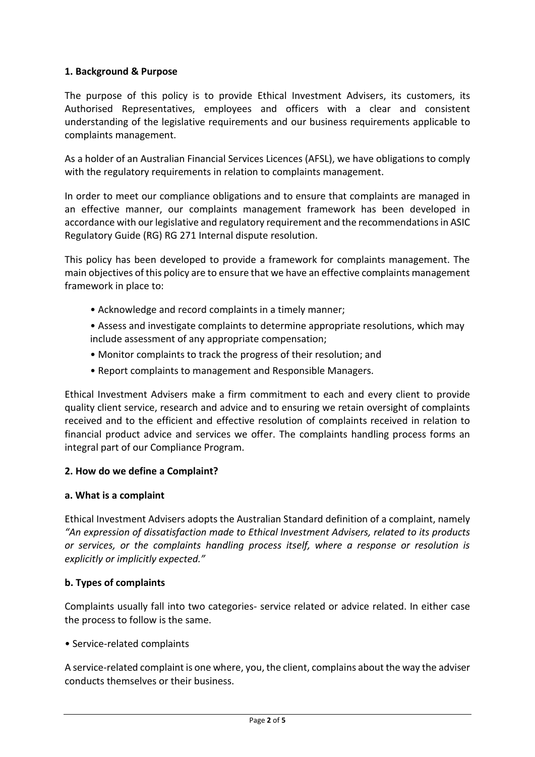### 1. Background & Purpose

The purpose of this policy is to provide Ethical Investment Advisers, its customers, its Authorised Representatives, employees and officers with a clear and consistent understanding of the legislative requirements and our business requirements applicable to complaints management.

As a holder of an Australian Financial Services Licences (AFSL), we have obligations to comply with the regulatory requirements in relation to complaints management.

In order to meet our compliance obligations and to ensure that complaints are managed in an effective manner, our complaints management framework has been developed in accordance with our legislative and regulatory requirement and the recommendations in ASIC Regulatory Guide (RG) RG 271 Internal dispute resolution.

This policy has been developed to provide a framework for complaints management. The main objectives of this policy are to ensure that we have an effective complaints management framework in place to:

- Acknowledge and record complaints in a timely manner;
- Assess and investigate complaints to determine appropriate resolutions, which may include assessment of any appropriate compensation;
- Monitor complaints to track the progress of their resolution; and
- Report complaints to management and Responsible Managers.

Ethical Investment Advisers make a firm commitment to each and every client to provide quality client service, research and advice and to ensuring we retain oversight of complaints received and to the efficient and effective resolution of complaints received in relation to financial product advice and services we offer. The complaints handling process forms an integral part of our Compliance Program.

### 2. How do we define a Complaint?

#### a. What is a complaint

Ethical Investment Advisers adopts the Australian Standard definition of a complaint, namely *"An expression of dissatisfaction made to Ethical Investment Advisers, related to its products or services, or the complaints handling process itself, where a response or resolution is explicitly or implicitly expected."*

#### b. Types of complaints

Complaints usually fall into two categories- service related or advice related. In either case the process to follow is the same.

- Service-related complaints

A service-related complaint is one where, you, the client, complains about the way the adviser conducts themselves or their business.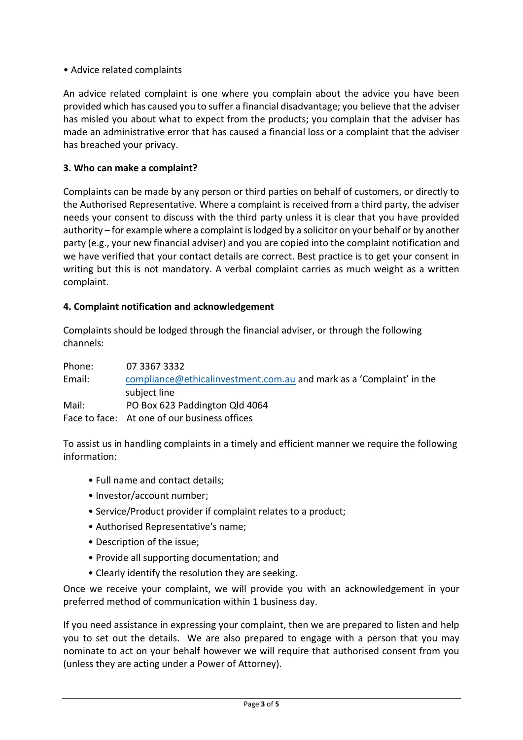• Advice related complaints

An advice related complaint is one where you complain about the advice you have been provided which has caused you to suffer a financial disadvantage; you believe that the adviser has misled you about what to expect from the products; you complain that the adviser has made an administrative error that has caused a financial loss or a complaint that the adviser has breached your privacy.

### 3. Who can make a complaint?

Complaints can be made by any person or third parties on behalf of customers, or directly to the Authorised Representative. Where a complaint is received from a third party, the adviser needs your consent to discuss with the third party unless it is clear that you have provided authority – for example where a complaint is lodged by a solicitor on your behalf or by another party (e.g., your new financial adviser) and you are copied into the complaint notification and we have verified that your contact details are correct. Best practice is to get your consent in writing but this is not mandatory. A verbal complaint carries as much weight as a written complaint.

### 4. Complaint notification and acknowledgement

Complaints should be lodged through the financial adviser, or through the following channels:

| | |
|---|---|
| Phone: | 07 3367 3332 |
| Email: | compliance@ethicalinvestment.com.au and mark as a 'Complaint' in the subject line |
| Mail: | PO Box 623 Paddington Qld 4064 |
| Face to face: | At one of our business offices |

To assist us in handling complaints in a timely and efficient manner we require the following information:

- Full name and contact details;
- Investor/account number;
- Service/Product provider if complaint relates to a product;
- Authorised Representative's name;
- Description of the issue;
- Provide all supporting documentation; and
- Clearly identify the resolution they are seeking.

Once we receive your complaint, we will provide you with an acknowledgement in your preferred method of communication within 1 business day.

If you need assistance in expressing your complaint, then we are prepared to listen and help you to set out the details. We are also prepared to engage with a person that you may nominate to act on your behalf however we will require that authorised consent from you (unless they are acting under a Power of Attorney).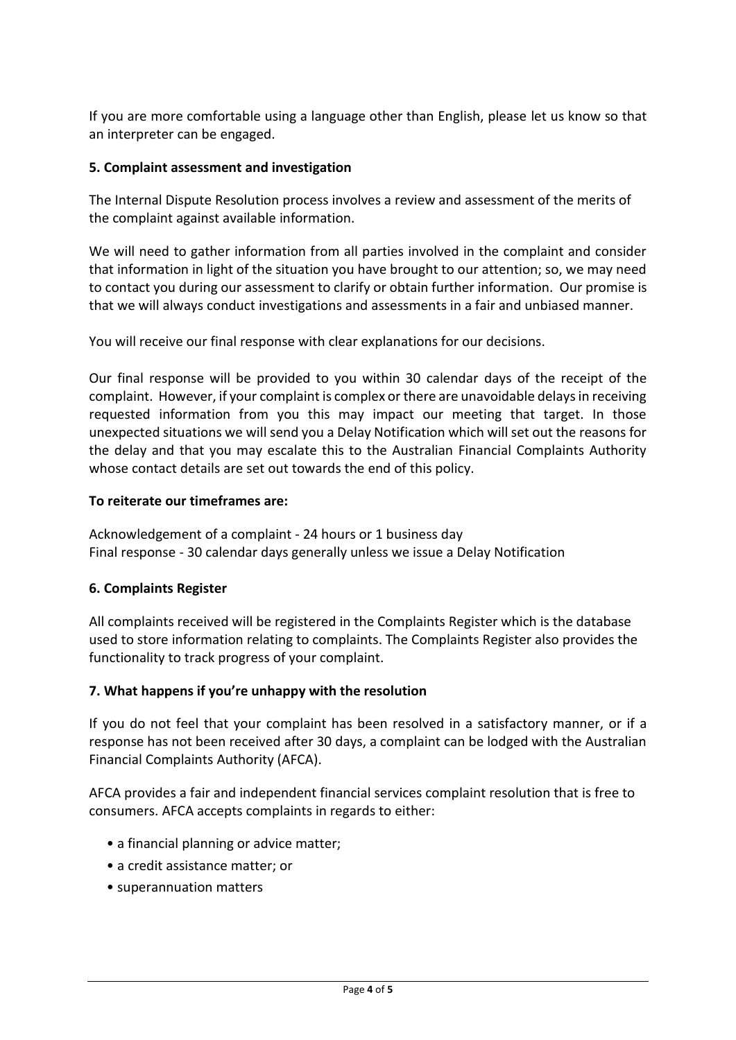If you are more comfortable using a language other than English, please let us know so that an interpreter can be engaged.

## 5. Complaint assessment and investigation

The Internal Dispute Resolution process involves a review and assessment of the merits of the complaint against available information.

We will need to gather information from all parties involved in the complaint and consider that information in light of the situation you have brought to our attention; so, we may need to contact you during our assessment to clarify or obtain further information. Our promise is that we will always conduct investigations and assessments in a fair and unbiased manner.

You will receive our final response with clear explanations for our decisions.

Our final response will be provided to you within 30 calendar days of the receipt of the complaint. However, if your complaint is complex or there are unavoidable delays in receiving requested information from you this may impact our meeting that target. In those unexpected situations we will send you a Delay Notification which will set out the reasons for the delay and that you may escalate this to the Australian Financial Complaints Authority whose contact details are set out towards the end of this policy.

**To reiterate our timeframes are:**

Acknowledgement of a complaint - 24 hours or 1 business day
Final response - 30 calendar days generally unless we issue a Delay Notification

## 6. Complaints Register

All complaints received will be registered in the Complaints Register which is the database used to store information relating to complaints. The Complaints Register also provides the functionality to track progress of your complaint.

## 7. What happens if you're unhappy with the resolution

If you do not feel that your complaint has been resolved in a satisfactory manner, or if a response has not been received after 30 days, a complaint can be lodged with the Australian Financial Complaints Authority (AFCA).

AFCA provides a fair and independent financial services complaint resolution that is free to consumers. AFCA accepts complaints in regards to either:

- a financial planning or advice matter;
- a credit assistance matter; or
- superannuation matters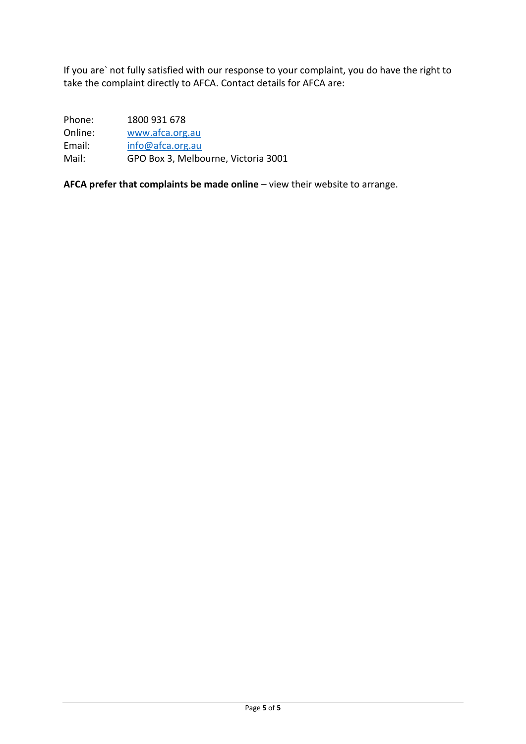If you are` not fully satisfied with our response to your complaint, you do have the right to take the complaint directly to AFCA. Contact details for AFCA are:

| | |
|---|---|
| Phone: | 1800 931 678 |
| Online: | www.afca.org.au |
| Email: | info@afca.org.au |
| Mail: | GPO Box 3, Melbourne, Victoria 3001 |

**AFCA prefer that complaints be made online** – view their website to arrange.